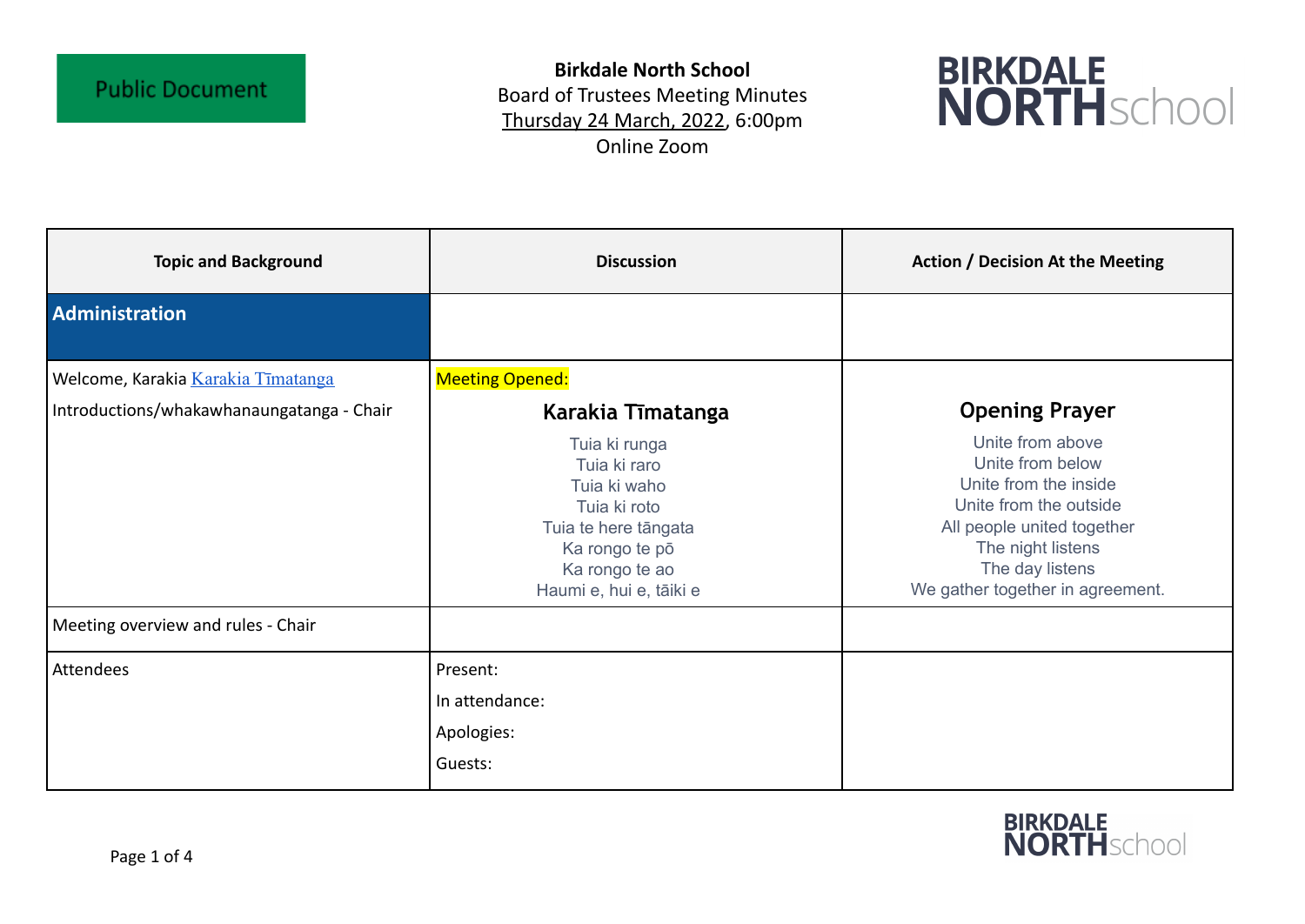Public Document

**Birkdale North School**
Board of Trustees Meeting Minutes
Thursday 24 March, 2022, 6:00pm
Online Zoom

BIRKDALE NORTH school

| Topic and Background | Discussion | Action / Decision At the Meeting |
|---|---|---|
| **Administration** | | |
| Welcome, Karakia [Karakia Tīmatanga](Karakia Tīmatanga) <br> Introductions/whakawhanaungatanga - Chair | Meeting Opened: <br> **Karakia Tīmatanga** <br> Tuia ki runga <br> Tuia ki raro <br> Tuia ki waho <br> Tuia ki roto <br> Tuia te here tāngata <br> Ka rongo te pō <br> Ka rongo te ao <br> Haumi e, hui e, tāiki e | **Opening Prayer** <br> Unite from above <br> Unite from below <br> Unite from the inside <br> Unite from the outside <br> All people united together <br> The night listens <br> The day listens <br> We gather together in agreement. |
| Meeting overview and rules - Chair | | |
| Attendees | Present: <br> In attendance: <br> Apologies: <br> Guests: | |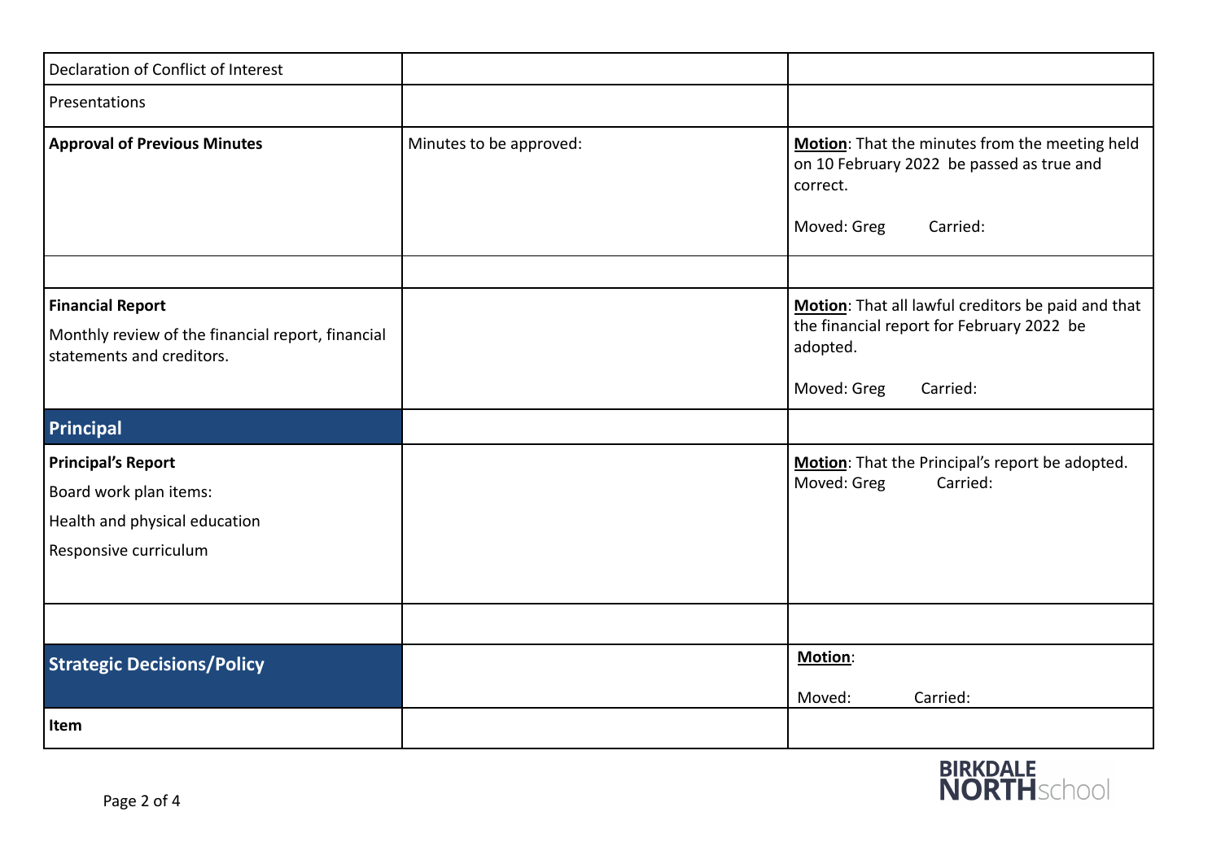| | | |
|---|---|---|
| Declaration of Conflict of Interest | | |
| Presentations | | |
| **Approval of Previous Minutes** | Minutes to be approved: | **Motion**: That the minutes from the meeting held on 10 February 2022 be passed as true and correct.<br><br>Moved: Greg Carried: |
| | | |
| **Financial Report**<br><br>Monthly review of the financial report, financial statements and creditors. | | **Motion**: That all lawful creditors be paid and that the financial report for February 2022 be adopted.<br><br>Moved: Greg Carried: |
| **Principal** | | |
| **Principal's Report**<br><br>Board work plan items:<br><br>Health and physical education<br><br>Responsive curriculum | | **Motion**: That the Principal's report be adopted.<br>Moved: Greg Carried: |
| | | |
| **Strategic Decisions/Policy** | | **Motion**:<br><br>Moved: Carried: |
| **Item** | | |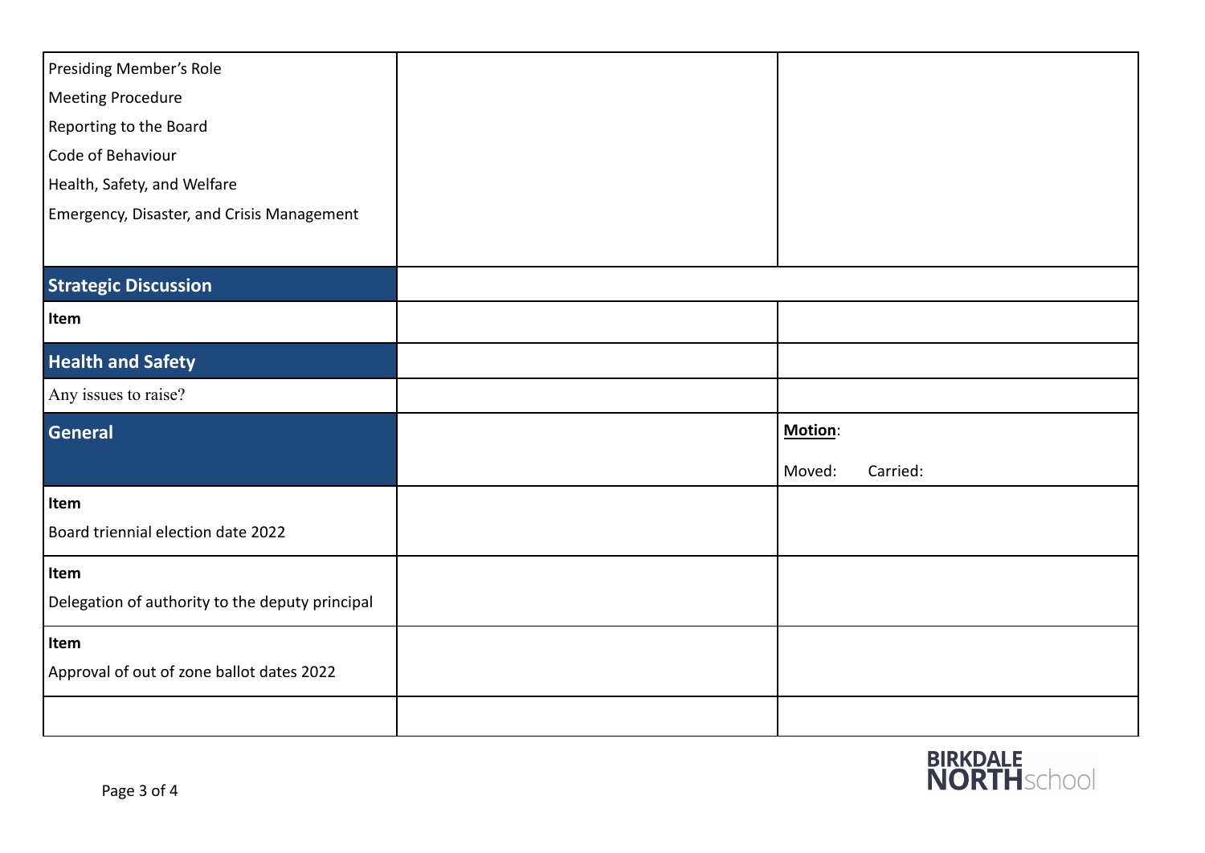| | | |
|---|---|---|
| Presiding Member's Role<br>Meeting Procedure<br>Reporting to the Board<br>Code of Behaviour<br>Health, Safety, and Welfare<br>Emergency, Disaster, and Crisis Management | | |
| **Strategic Discussion** | | |
| **Item** | | |
| **Health and Safety** | | |
| Any issues to raise? | | |
| **General** | | **Motion**:<br>Moved: Carried: |
| **Item**<br>Board triennial election date 2022 | | |
| **Item**<br>Delegation of authority to the deputy principal | | |
| **Item**<br>Approval of out of zone ballot dates 2022 | | |
| | | |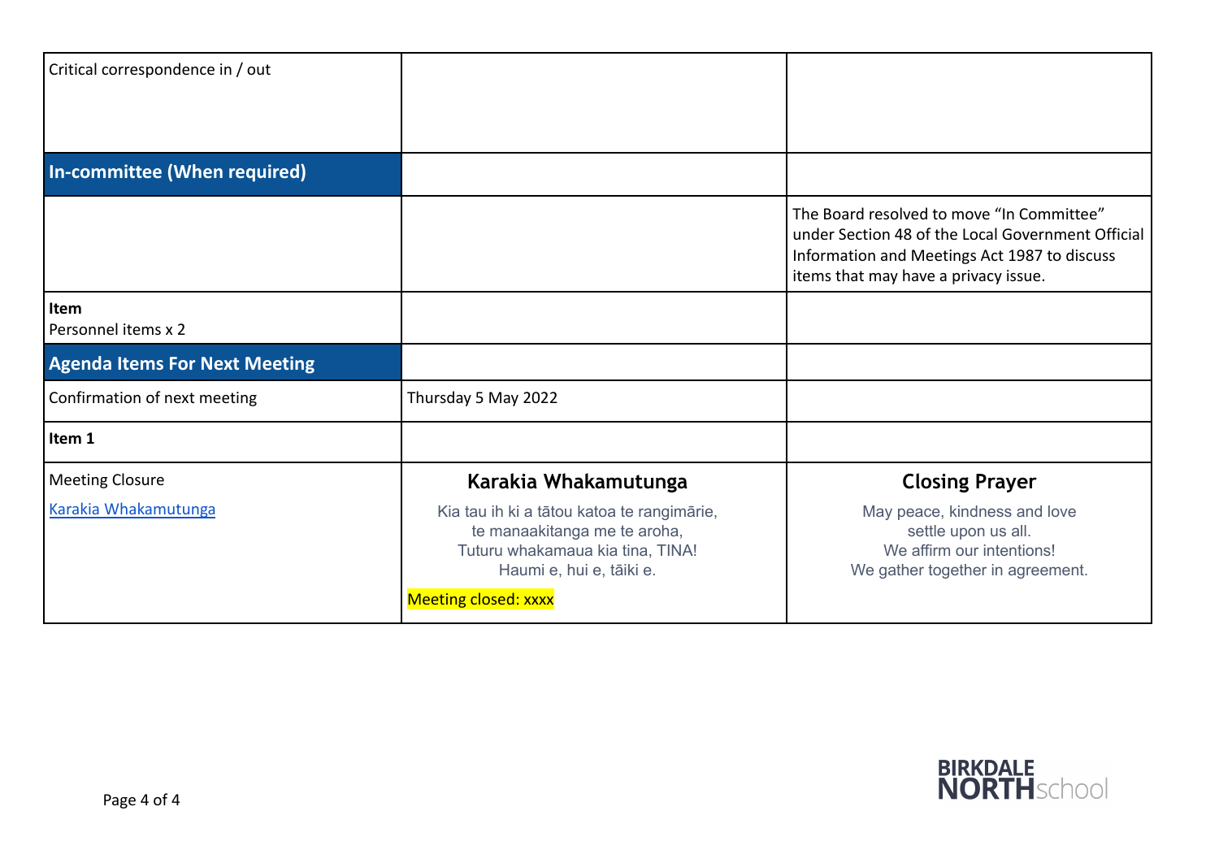| | | |
|---|---|---|
| Critical correspondence in / out | | |
| **In-committee (When required)** | | |
| | | The Board resolved to move "In Committee" under Section 48 of the Local Government Official Information and Meetings Act 1987 to discuss items that may have a privacy issue. |
| **Item**<br>Personnel items x 2 | | |
| **Agenda Items For Next Meeting** | | |
| Confirmation of next meeting | Thursday 5 May 2022 | |
| **Item 1** | | |
| Meeting Closure<br>[Karakia Whakamutunga]() | **Karakia Whakamutunga**<br>Kia tau ih ki a tātou katoa te rangimārie,<br>te manaakitanga me te aroha,<br>Tuturu whakamaua kia tina, TINA!<br>Haumi e, hui e, tāiki e.<br>Meeting closed: xxxx | **Closing Prayer**<br>May peace, kindness and love<br>settle upon us all.<br>We affirm our intentions!<br>We gather together in agreement. |

BIRKDALE NORTH school